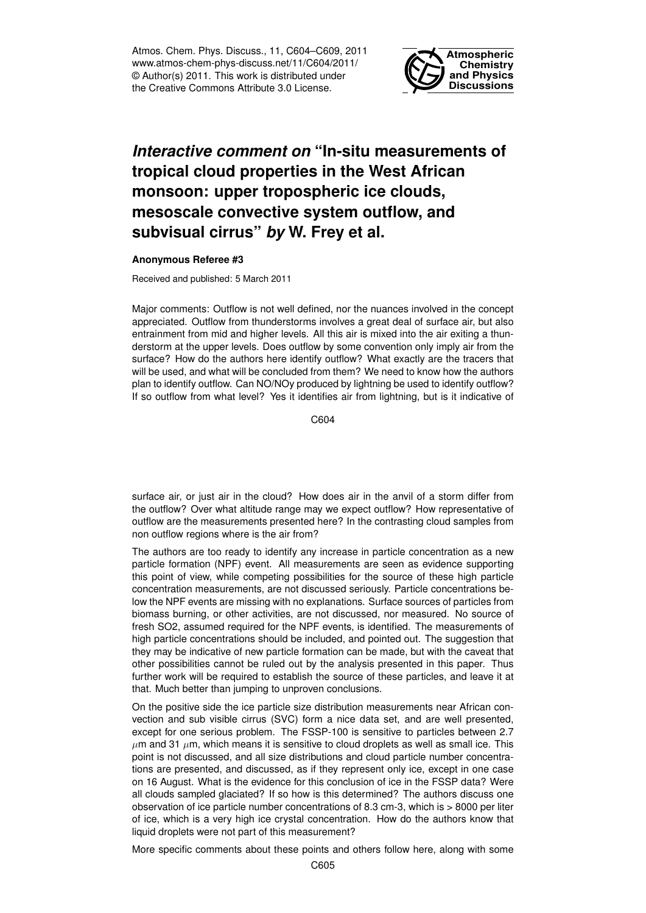# *Interactive comment on* "In-situ measurements of tropical cloud properties in the West African monsoon: upper tropospheric ice clouds, mesoscale convective system outflow, and subvisual cirrus" *by* W. Frey et al.

**Anonymous Referee #3**

Received and published: 5 March 2011

Major comments: Outflow is not well defined, nor the nuances involved in the concept appreciated. Outflow from thunderstorms involves a great deal of surface air, but also entrainment from mid and higher levels. All this air is mixed into the air exiting a thunderstorm at the upper levels. Does outflow by some convention only imply air from the surface? How do the authors here identify outflow? What exactly are the tracers that will be used, and what will be concluded from them? We need to know how the authors plan to identify outflow. Can NO/NOy produced by lightning be used to identify outflow? If so outflow from what level? Yes it identifies air from lightning, but is it indicative of surface air, or just air in the cloud? How does air in the anvil of a storm differ from the outflow? Over what altitude range may we expect outflow? How representative of outflow are the measurements presented here? In the contrasting cloud samples from non outflow regions where is the air from?

The authors are too ready to identify any increase in particle concentration as a new particle formation (NPF) event. All measurements are seen as evidence supporting this point of view, while competing possibilities for the source of these high particle concentration measurements, are not discussed seriously. Particle concentrations below the NPF events are missing with no explanations. Surface sources of particles from biomass burning, or other activities, are not discussed, nor measured. No source of fresh $SO_2$, assumed required for the NPF events, is identified. The measurements of high particle concentrations should be included, and pointed out. The suggestion that they may be indicative of new particle formation can be made, but with the caveat that other possibilities cannot be ruled out by the analysis presented in this paper. Thus further work will be required to establish the source of these particles, and leave it at that. Much better than jumping to unproven conclusions.

On the positive side the ice particle size distribution measurements near African convection and sub visible cirrus (SVC) form a nice data set, and are well presented, except for one serious problem. The FSSP-100 is sensitive to particles between 2.7 $\mu$m and 31 $\mu$m, which means it is sensitive to cloud droplets as well as small ice. This point is not discussed, and all size distributions and cloud particle number concentrations are presented, and discussed, as if they represent only ice, except in one case on 16 August. What is the evidence for this conclusion of ice in the FSSP data? Were all clouds sampled glaciated? If so how is this determined? The authors discuss one observation of ice particle number concentrations of 8.3 cm-3, which is > 8000 per liter of ice, which is a very high ice crystal concentration. How do the authors know that liquid droplets were not part of this measurement?

More specific comments about these points and others follow here, along with some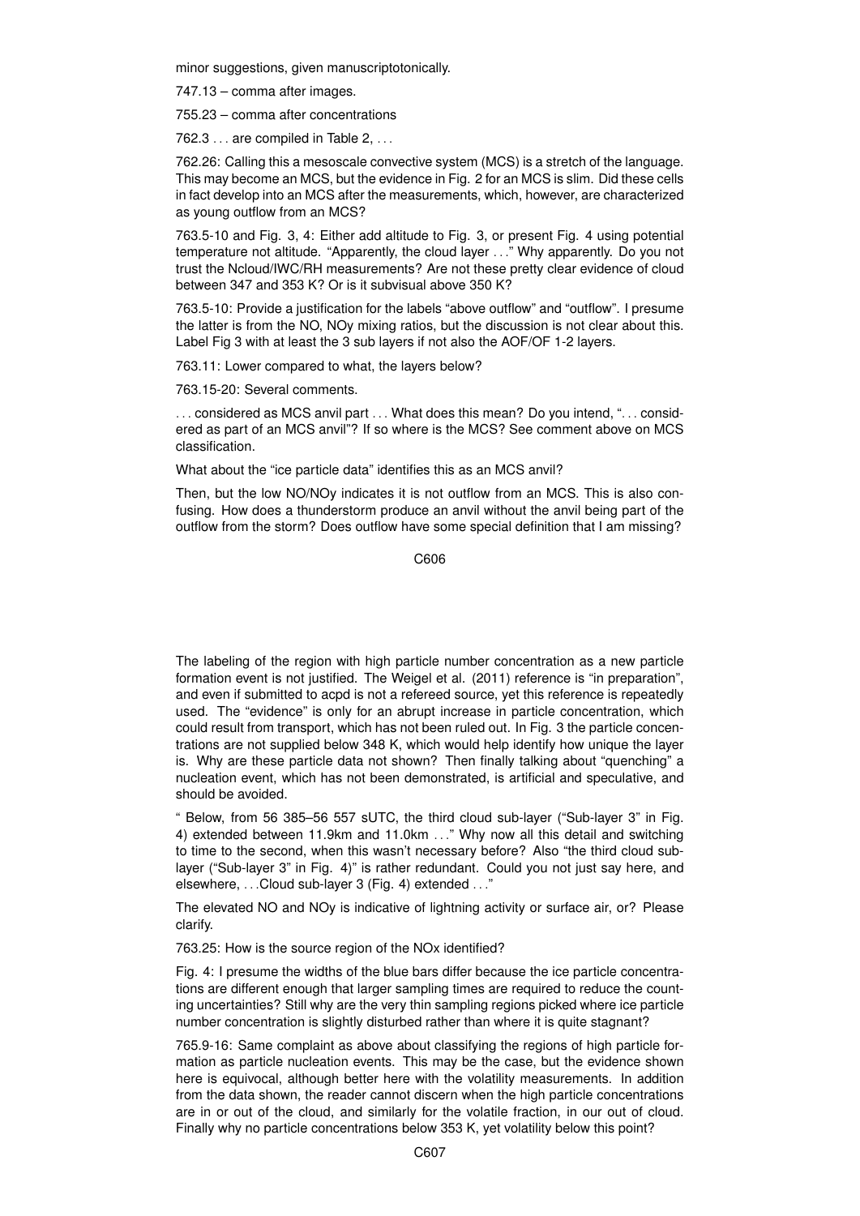minor suggestions, given manuscriptototonically.

747.13 – comma after images.

755.23 – comma after concentrations

762.3 . . . are compiled in Table 2, . . .

762.26: Calling this a mesoscale convective system (MCS) is a stretch of the language. This may become an MCS, but the evidence in Fig. 2 for an MCS is slim. Did these cells in fact develop into an MCS after the measurements, which, however, are characterized as young outflow from an MCS?

763.5-10 and Fig. 3, 4: Either add altitude to Fig. 3, or present Fig. 4 using potential temperature not altitude. "Apparently, the cloud layer . . ." Why apparently. Do you not trust the Ncloud/IWC/RH measurements? Are not these pretty clear evidence of cloud between 347 and 353 K? Or is it subvisual above 350 K?

763.5-10: Provide a justification for the labels "above outflow" and "outflow". I presume the latter is from the NO, NOy mixing ratios, but the discussion is not clear about this. Label Fig 3 with at least the 3 sub layers if not also the AOF/OF 1-2 layers.

763.11: Lower compared to what, the layers below?

763.15-20: Several comments.

. . . considered as MCS anvil part . . . What does this mean? Do you intend, ". . . considered as part of an MCS anvil"? If so where is the MCS? See comment above on MCS classification.

What about the "ice particle data" identifies this as an MCS anvil?

Then, but the low NO/NOy indicates it is not outflow from an MCS. This is also confusing. How does a thunderstorm produce an anvil without the anvil being part of the outflow from the storm? Does outflow have some special definition that I am missing?

The labeling of the region with high particle number concentration as a new particle formation event is not justified. The Weigel et al. (2011) reference is "in preparation", and even if submitted to acpd is not a refereed source, yet this reference is repeatedly used. The "evidence" is only for an abrupt increase in particle concentration, which could result from transport, which has not been ruled out. In Fig. 3 the particle concentrations are not supplied below 348 K, which would help identify how unique the layer is. Why are these particle data not shown? Then finally talking about "quenching" a nucleation event, which has not been demonstrated, is artificial and speculative, and should be avoided.

" Below, from 56 385–56 557 sUTC, the third cloud sub-layer ("Sub-layer 3" in Fig. 4) extended between 11.9km and 11.0km . . ." Why now all this detail and switching to time to the second, when this wasn't necessary before? Also "the third cloud sub-layer ("Sub-layer 3" in Fig. 4)" is rather redundant. Could you not just say here, and elsewhere, . . .Cloud sub-layer 3 (Fig. 4) extended . . ."

The elevated NO and NOy is indicative of lightning activity or surface air, or? Please clarify.

763.25: How is the source region of the NOx identified?

Fig. 4: I presume the widths of the blue bars differ because the ice particle concentrations are different enough that larger sampling times are required to reduce the counting uncertainties? Still why are the very thin sampling regions picked where ice particle number concentration is slightly disturbed rather than where it is quite stagnant?

765.9-16: Same complaint as above about classifying the regions of high particle formation as particle nucleation events. This may be the case, but the evidence shown here is equivocal, although better here with the volatility measurements. In addition from the data shown, the reader cannot discern when the high particle concentrations are in or out of the cloud, and similarly for the volatile fraction, in our out of cloud. Finally why no particle concentrations below 353 K, yet volatility below this point?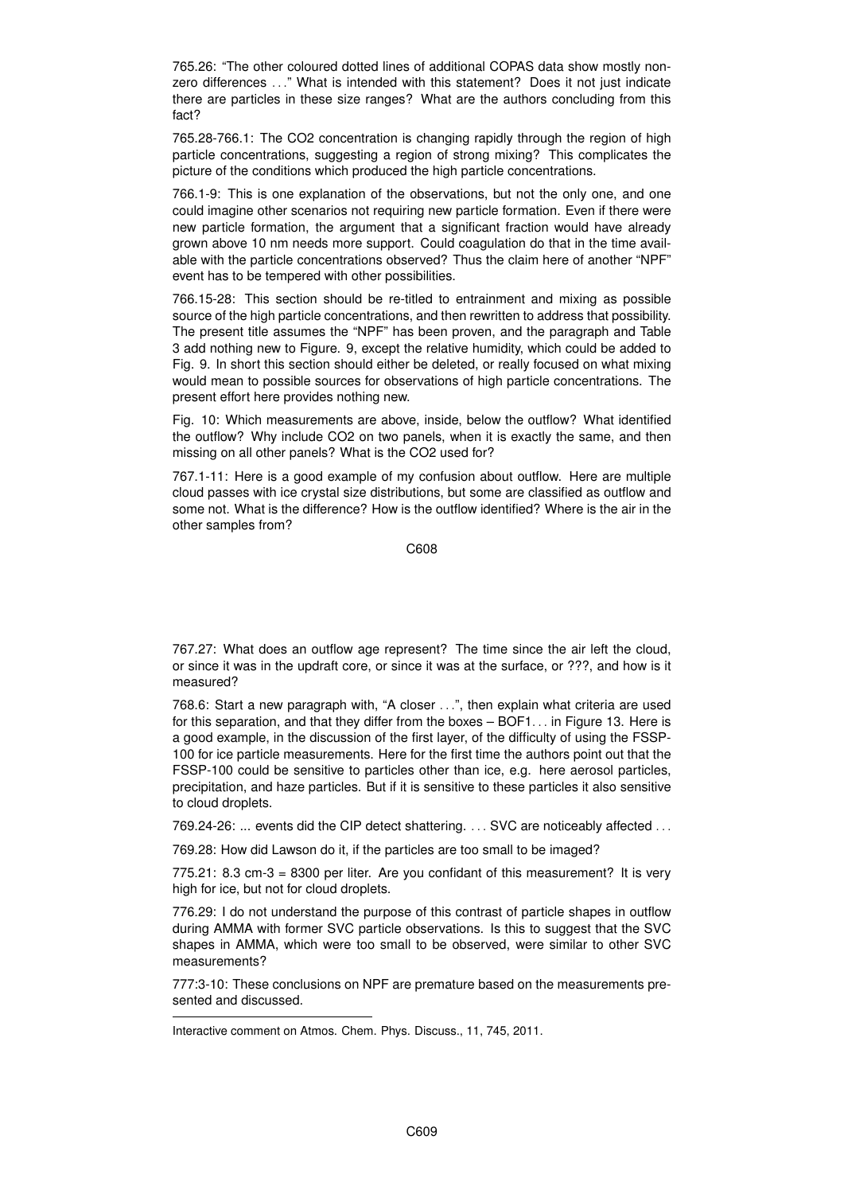765.26: "The other coloured dotted lines of additional COPAS data show mostly non-zero differences . . ." What is intended with this statement? Does it not just indicate there are particles in these size ranges? What are the authors concluding from this fact?

765.28-766.1: The $CO_2$ concentration is changing rapidly through the region of high particle concentrations, suggesting a region of strong mixing? This complicates the picture of the conditions which produced the high particle concentrations.

766.1-9: This is one explanation of the observations, but not the only one, and one could imagine other scenarios not requiring new particle formation. Even if there were new particle formation, the argument that a significant fraction would have already grown above 10 nm needs more support. Could coagulation do that in the time available with the particle concentrations observed? Thus the claim here of another "NPF" event has to be tempered with other possibilities.

766.15-28: This section should be re-titled to entrainment and mixing as possible source of the high particle concentrations, and then rewritten to address that possibility. The present title assumes the "NPF" has been proven, and the paragraph and Table 3 add nothing new to Figure. 9, except the relative humidity, which could be added to Fig. 9. In short this section should either be deleted, or really focused on what mixing would mean to possible sources for observations of high particle concentrations. The present effort here provides nothing new.

Fig. 10: Which measurements are above, inside, below the outflow? What identified the outflow? Why include $CO_2$ on two panels, when it is exactly the same, and then missing on all other panels? What is the $CO_2$ used for?

767.1-11: Here is a good example of my confusion about outflow. Here are multiple cloud passes with ice crystal size distributions, but some are classified as outflow and some not. What is the difference? How is the outflow identified? Where is the air in the other samples from?

767.27: What does an outflow age represent? The time since the air left the cloud, or since it was in the updraft core, or since it was at the surface, or ???, and how is it measured?

768.6: Start a new paragraph with, "A closer . . .", then explain what criteria are used for this separation, and that they differ from the boxes – BOF1. . . in Figure 13. Here is a good example, in the discussion of the first layer, of the difficulty of using the FSSP-100 for ice particle measurements. Here for the first time the authors point out that the FSSP-100 could be sensitive to particles other than ice, e.g. here aerosol particles, precipitation, and haze particles. But if it is sensitive to these particles it also sensitive to cloud droplets.

769.24-26: ... events did the CIP detect shattering. . . . SVC are noticeably affected . . .

769.28: How did Lawson do it, if the particles are too small to be imaged?

775.21: 8.3 $cm^{-3}$ = 8300 per liter. Are you confidant of this measurement? It is very high for ice, but not for cloud droplets.

776.29: I do not understand the purpose of this contrast of particle shapes in outflow during AMMA with former SVC particle observations. Is this to suggest that the SVC shapes in AMMA, which were too small to be observed, were similar to other SVC measurements?

777:3-10: These conclusions on NPF are premature based on the measurements presented and discussed.

---

Interactive comment on Atmos. Chem. Phys. Discuss., 11, 745, 2011.